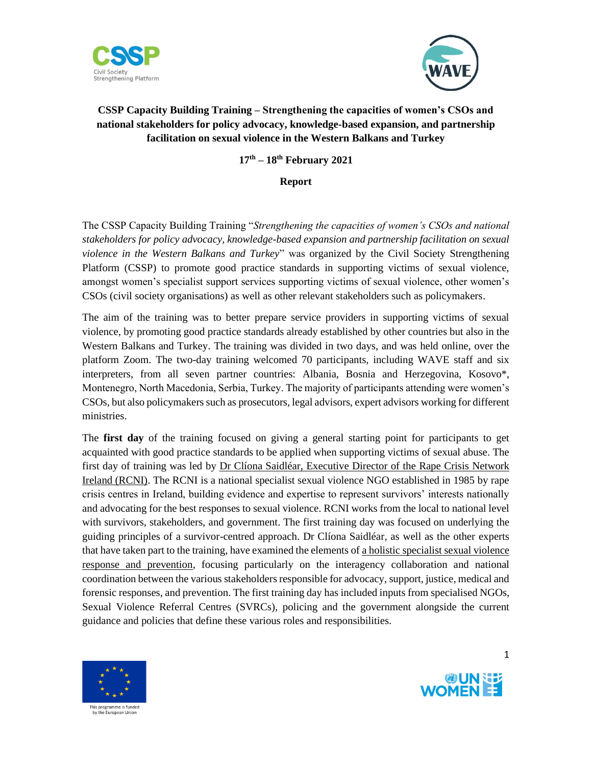# CSSP Capacity Building Training – Strengthening the capacities of women's CSOs and national stakeholders for policy advocacy, knowledge-based expansion, and partnership facilitation on sexual violence in the Western Balkans and Turkey

**17th – 18th February 2021**

**Report**

The CSSP Capacity Building Training "*Strengthening the capacities of women's CSOs and national stakeholders for policy advocacy, knowledge-based expansion and partnership facilitation on sexual violence in the Western Balkans and Turkey*" was organized by the Civil Society Strengthening Platform (CSSP) to promote good practice standards in supporting victims of sexual violence, amongst women's specialist support services supporting victims of sexual violence, other women's CSOs (civil society organisations) as well as other relevant stakeholders such as policymakers.

The aim of the training was to better prepare service providers in supporting victims of sexual violence, by promoting good practice standards already established by other countries but also in the Western Balkans and Turkey. The training was divided in two days, and was held online, over the platform Zoom. The two-day training welcomed 70 participants, including WAVE staff and six interpreters, from all seven partner countries: Albania, Bosnia and Herzegovina, Kosovo*, Montenegro, North Macedonia, Serbia, Turkey. The majority of participants attending were women's CSOs, but also policymakers such as prosecutors, legal advisors, expert advisors working for different ministries.

The **first day** of the training focused on giving a general starting point for participants to get acquainted with good practice standards to be applied when supporting victims of sexual abuse. The first day of training was led by Dr Clíona Saidléar, Executive Director of the Rape Crisis Network Ireland (RCNI). The RCNI is a national specialist sexual violence NGO established in 1985 by rape crisis centres in Ireland, building evidence and expertise to represent survivors' interests nationally and advocating for the best responses to sexual violence. RCNI works from the local to national level with survivors, stakeholders, and government. The first training day was focused on underlying the guiding principles of a survivor-centred approach. Dr Clíona Saidléar, as well as the other experts that have taken part to the training, have examined the elements of a holistic specialist sexual violence response and prevention, focusing particularly on the interagency collaboration and national coordination between the various stakeholders responsible for advocacy, support, justice, medical and forensic responses, and prevention. The first training day has included inputs from specialised NGOs, Sexual Violence Referral Centres (SVRCs), policing and the government alongside the current guidance and policies that define these various roles and responsibilities.

This programme is funded by the European Union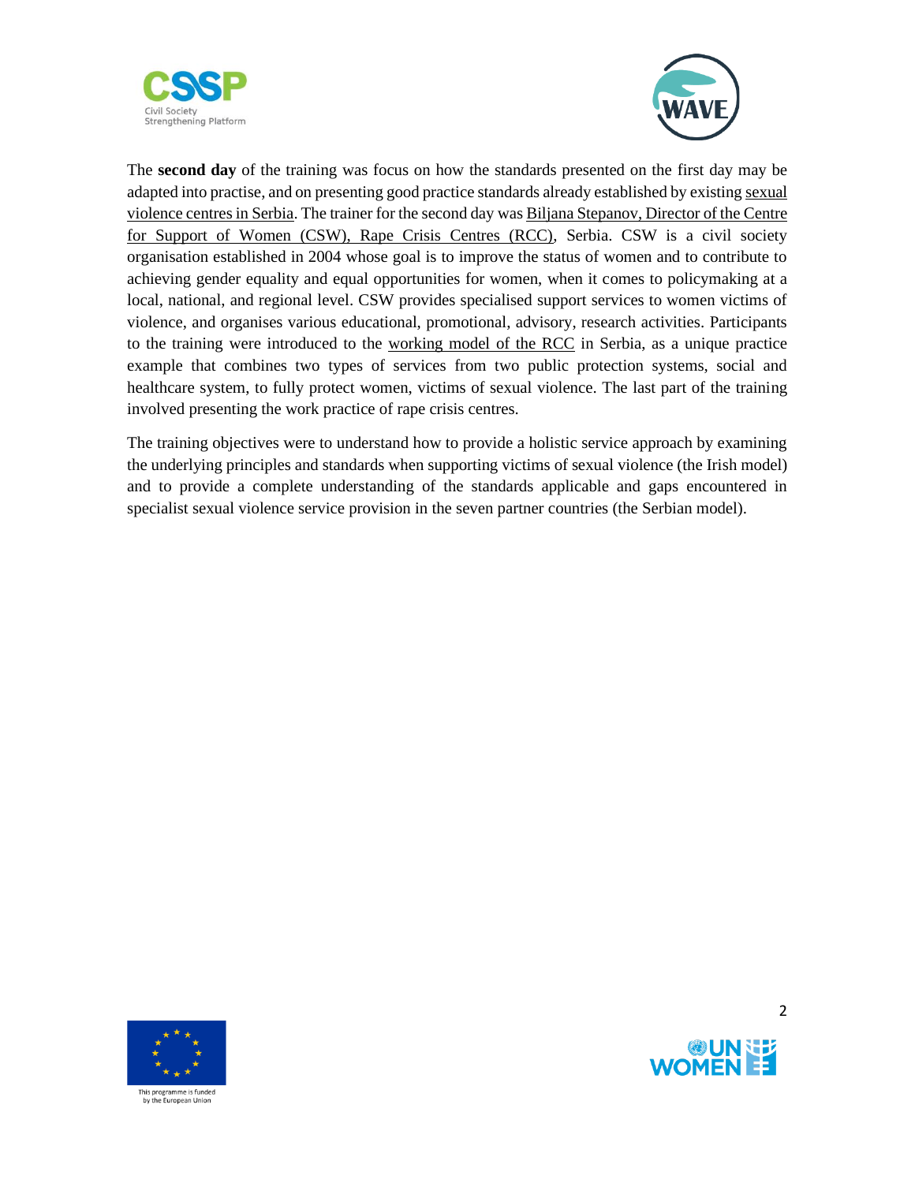The **second day** of the training was focus on how the standards presented on the first day may be adapted into practise, and on presenting good practice standards already established by existing sexual violence centres in Serbia. The trainer for the second day was Biljana Stepanov, Director of the Centre for Support of Women (CSW), Rape Crisis Centres (RCC), Serbia. CSW is a civil society organisation established in 2004 whose goal is to improve the status of women and to contribute to achieving gender equality and equal opportunities for women, when it comes to policymaking at a local, national, and regional level. CSW provides specialised support services to women victims of violence, and organises various educational, promotional, advisory, research activities. Participants to the training were introduced to the working model of the RCC in Serbia, as a unique practice example that combines two types of services from two public protection systems, social and healthcare system, to fully protect women, victims of sexual violence. The last part of the training involved presenting the work practice of rape crisis centres.

The training objectives were to understand how to provide a holistic service approach by examining the underlying principles and standards when supporting victims of sexual violence (the Irish model) and to provide a complete understanding of the standards applicable and gaps encountered in specialist sexual violence service provision in the seven partner countries (the Serbian model).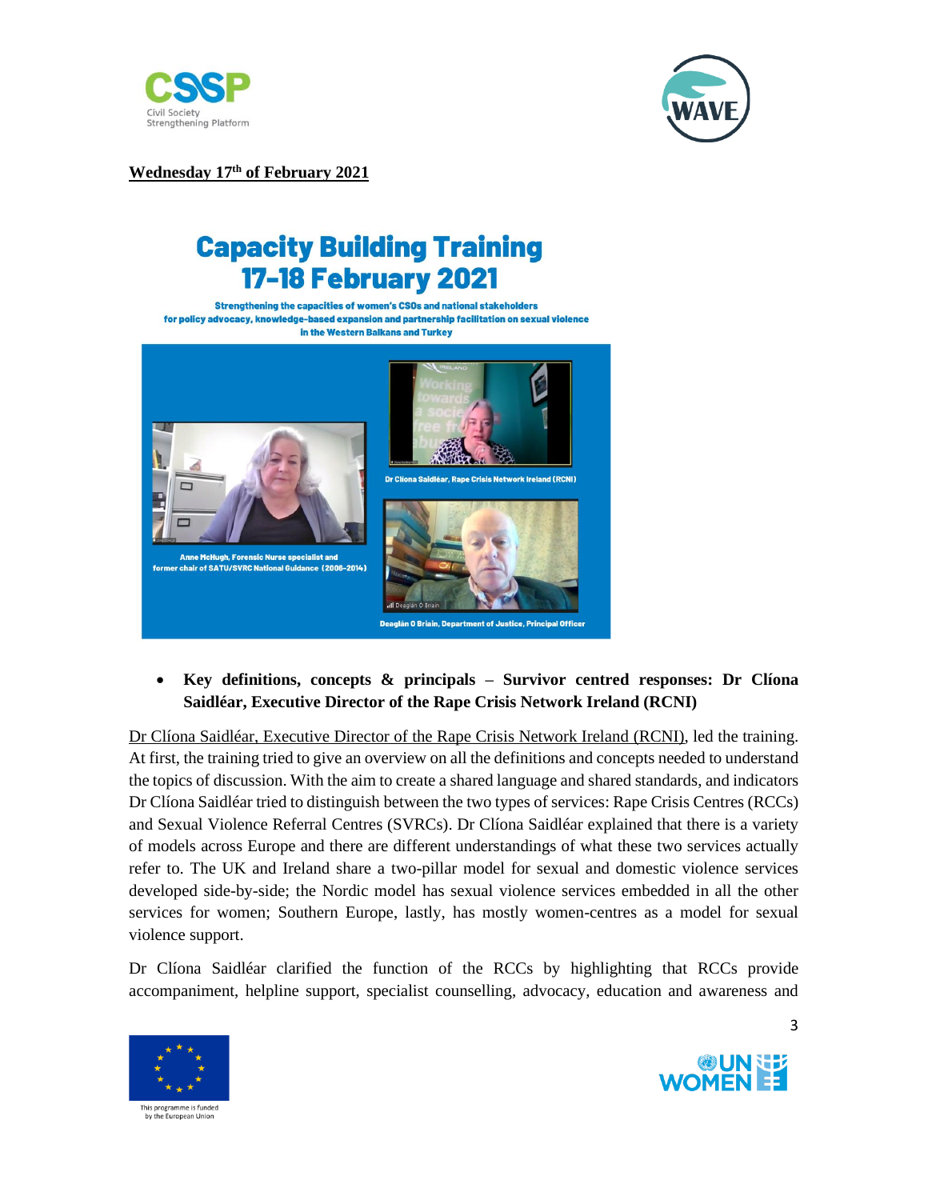**Wednesday 17th of February 2021**

# Capacity Building Training 17-18 February 2021

**Strengthening the capacities of women's CSOs and national stakeholders for policy advocacy, knowledge-based expansion and partnership facilitation on sexual violence in the Western Balkans and Turkey**

Anne McHugh, Forensic Nurse specialist and former chair of SATU/SVRC National Guidance (2006-2014)

Dr Clíona Saidléar, Rape Crisis Network Ireland (RCNI)

Deaglán O Briain, Department of Justice, Principal Officer

- **Key definitions, concepts & principals – Survivor centred responses: Dr Clíona Saidléar, Executive Director of the Rape Crisis Network Ireland (RCNI)**

Dr Clíona Saidléar, Executive Director of the Rape Crisis Network Ireland (RCNI), led the training. At first, the training tried to give an overview on all the definitions and concepts needed to understand the topics of discussion. With the aim to create a shared language and shared standards, and indicators Dr Clíona Saidléar tried to distinguish between the two types of services: Rape Crisis Centres (RCCs) and Sexual Violence Referral Centres (SVRCs). Dr Clíona Saidléar explained that there is a variety of models across Europe and there are different understandings of what these two services actually refer to. The UK and Ireland share a two-pillar model for sexual and domestic violence services developed side-by-side; the Nordic model has sexual violence services embedded in all the other services for women; Southern Europe, lastly, has mostly women-centres as a model for sexual violence support.

Dr Clíona Saidléar clarified the function of the RCCs by highlighting that RCCs provide accompaniment, helpline support, specialist counselling, advocacy, education and awareness and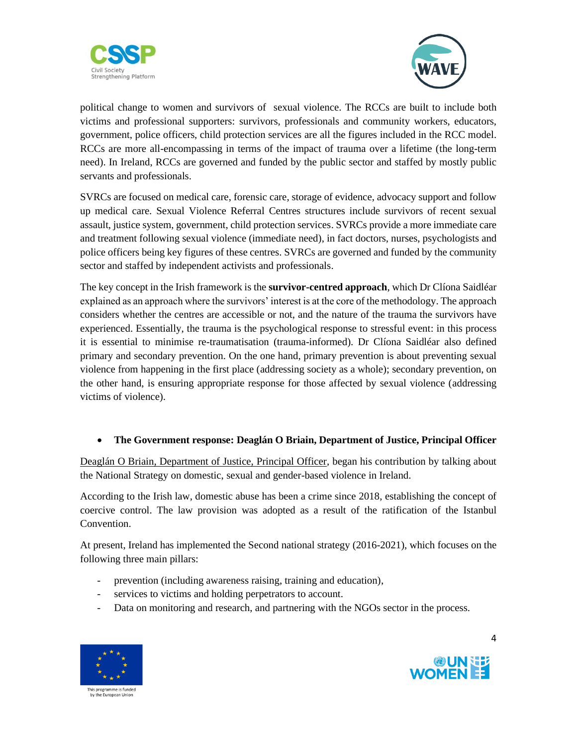political change to women and survivors of  sexual violence. The RCCs are built to include both victims and professional supporters: survivors, professionals and community workers, educators, government, police officers, child protection services are all the figures included in the RCC model. RCCs are more all-encompassing in terms of the impact of trauma over a lifetime (the long-term need). In Ireland, RCCs are governed and funded by the public sector and staffed by mostly public servants and professionals.

SVRCs are focused on medical care, forensic care, storage of evidence, advocacy support and follow up medical care. Sexual Violence Referral Centres structures include survivors of recent sexual assault, justice system, government, child protection services. SVRCs provide a more immediate care and treatment following sexual violence (immediate need), in fact doctors, nurses, psychologists and police officers being key figures of these centres. SVRCs are governed and funded by the community sector and staffed by independent activists and professionals.

The key concept in the Irish framework is the **survivor-centred approach**, which Dr Clíona Saidléar explained as an approach where the survivors' interest is at the core of the methodology. The approach considers whether the centres are accessible or not, and the nature of the trauma the survivors have experienced. Essentially, the trauma is the psychological response to stressful event: in this process it is essential to minimise re-traumatisation (trauma-informed). Dr Clíona Saidléar also defined primary and secondary prevention. On the one hand, primary prevention is about preventing sexual violence from happening in the first place (addressing society as a whole); secondary prevention, on the other hand, is ensuring appropriate response for those affected by sexual violence (addressing victims of violence).

- **The Government response: Deaglán O Briain, Department of Justice, Principal Officer**

Deaglán O Briain, Department of Justice, Principal Officer, began his contribution by talking about the National Strategy on domestic, sexual and gender-based violence in Ireland.

According to the Irish law, domestic abuse has been a crime since 2018, establishing the concept of coercive control. The law provision was adopted as a result of the ratification of the Istanbul Convention.

At present, Ireland has implemented the Second national strategy (2016-2021), which focuses on the following three main pillars:

- prevention (including awareness raising, training and education),
- services to victims and holding perpetrators to account.
- Data on monitoring and research, and partnering with the NGOs sector in the process.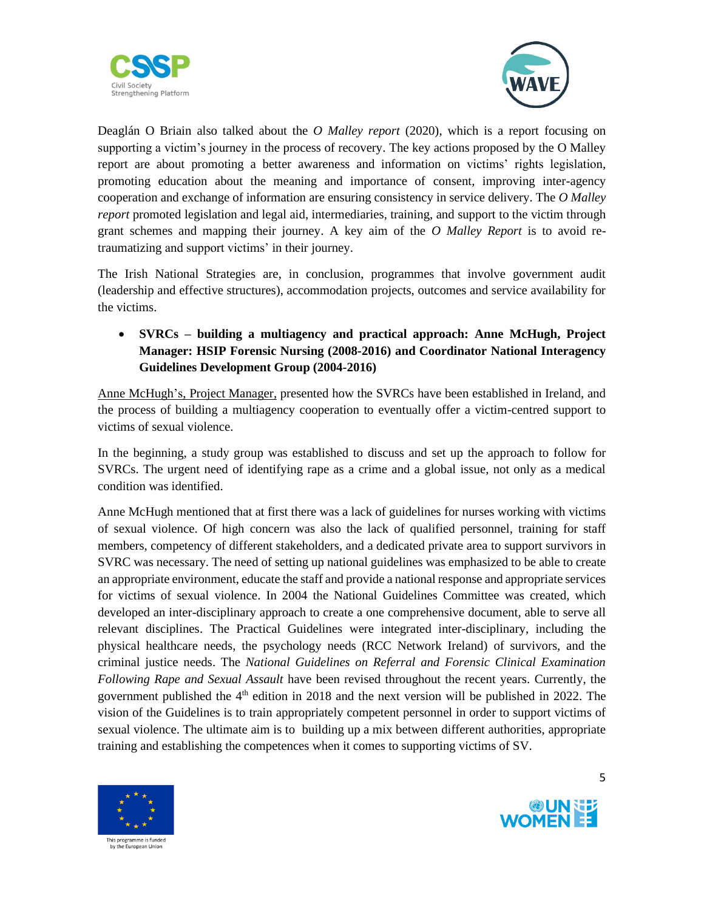Deaglán O Briain also talked about the *O Malley report* (2020), which is a report focusing on supporting a victim's journey in the process of recovery. The key actions proposed by the O Malley report are about promoting a better awareness and information on victims' rights legislation, promoting education about the meaning and importance of consent, improving inter-agency cooperation and exchange of information are ensuring consistency in service delivery. The *O Malley report* promoted legislation and legal aid, intermediaries, training, and support to the victim through grant schemes and mapping their journey. A key aim of the *O Malley Report* is to avoid re-traumatizing and support victims' in their journey.

The Irish National Strategies are, in conclusion, programmes that involve government audit (leadership and effective structures), accommodation projects, outcomes and service availability for the victims.

- **SVRCs – building a multiagency and practical approach: Anne McHugh, Project Manager: HSIP Forensic Nursing (2008-2016) and Coordinator National Interagency Guidelines Development Group (2004-2016)**

Anne McHugh's, Project Manager, presented how the SVRCs have been established in Ireland, and the process of building a multiagency cooperation to eventually offer a victim-centred support to victims of sexual violence.

In the beginning, a study group was established to discuss and set up the approach to follow for SVRCs. The urgent need of identifying rape as a crime and a global issue, not only as a medical condition was identified.

Anne McHugh mentioned that at first there was a lack of guidelines for nurses working with victims of sexual violence. Of high concern was also the lack of qualified personnel, training for staff members, competency of different stakeholders, and a dedicated private area to support survivors in SVRC was necessary. The need of setting up national guidelines was emphasized to be able to create an appropriate environment, educate the staff and provide a national response and appropriate services for victims of sexual violence. In 2004 the National Guidelines Committee was created, which developed an inter-disciplinary approach to create a one comprehensive document, able to serve all relevant disciplines. The Practical Guidelines were integrated inter-disciplinary, including the physical healthcare needs, the psychology needs (RCC Network Ireland) of survivors, and the criminal justice needs. The *National Guidelines on Referral and Forensic Clinical Examination Following Rape and Sexual Assault* have been revised throughout the recent years. Currently, the government published the 4th edition in 2018 and the next version will be published in 2022. The vision of the Guidelines is to train appropriately competent personnel in order to support victims of sexual violence. The ultimate aim is to building up a mix between different authorities, appropriate training and establishing the competences when it comes to supporting victims of SV.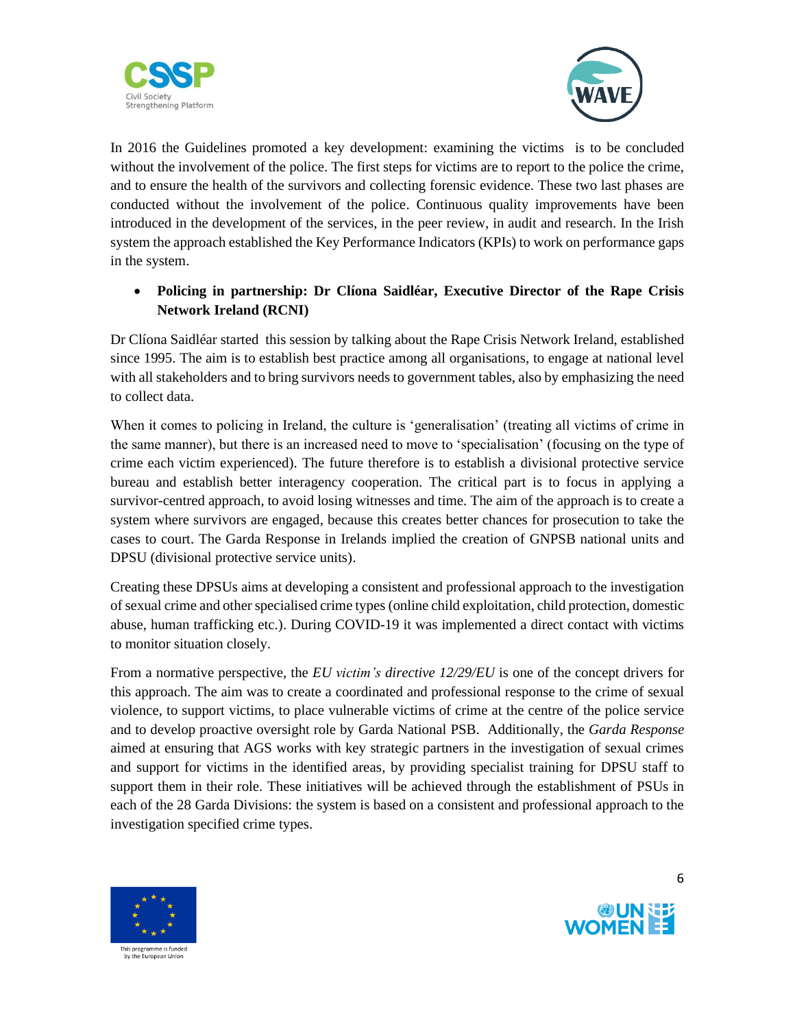In 2016 the Guidelines promoted a key development: examining the victims  is to be concluded without the involvement of the police. The first steps for victims are to report to the police the crime, and to ensure the health of the survivors and collecting forensic evidence. These two last phases are conducted without the involvement of the police. Continuous quality improvements have been introduced in the development of the services, in the peer review, in audit and research. In the Irish system the approach established the Key Performance Indicators (KPIs) to work on performance gaps in the system.

- **Policing in partnership: Dr Clíona Saidléar, Executive Director of the Rape Crisis Network Ireland (RCNI)**

Dr Clíona Saidléar started  this session by talking about the Rape Crisis Network Ireland, established since 1995. The aim is to establish best practice among all organisations, to engage at national level with all stakeholders and to bring survivors needs to government tables, also by emphasizing the need to collect data.

When it comes to policing in Ireland, the culture is 'generalisation' (treating all victims of crime in the same manner), but there is an increased need to move to 'specialisation' (focusing on the type of crime each victim experienced). The future therefore is to establish a divisional protective service bureau and establish better interagency cooperation. The critical part is to focus in applying a survivor-centred approach, to avoid losing witnesses and time. The aim of the approach is to create a system where survivors are engaged, because this creates better chances for prosecution to take the cases to court. The Garda Response in Irelands implied the creation of GNPSB national units and DPSU (divisional protective service units).

Creating these DPSUs aims at developing a consistent and professional approach to the investigation of sexual crime and other specialised crime types (online child exploitation, child protection, domestic abuse, human trafficking etc.). During COVID-19 it was implemented a direct contact with victims to monitor situation closely.

From a normative perspective, the *EU victim's directive 12/29/EU* is one of the concept drivers for this approach. The aim was to create a coordinated and professional response to the crime of sexual violence, to support victims, to place vulnerable victims of crime at the centre of the police service and to develop proactive oversight role by Garda National PSB.  Additionally, the *Garda Response* aimed at ensuring that AGS works with key strategic partners in the investigation of sexual crimes and support for victims in the identified areas, by providing specialist training for DPSU staff to support them in their role. These initiatives will be achieved through the establishment of PSUs in each of the 28 Garda Divisions: the system is based on a consistent and professional approach to the investigation specified crime types.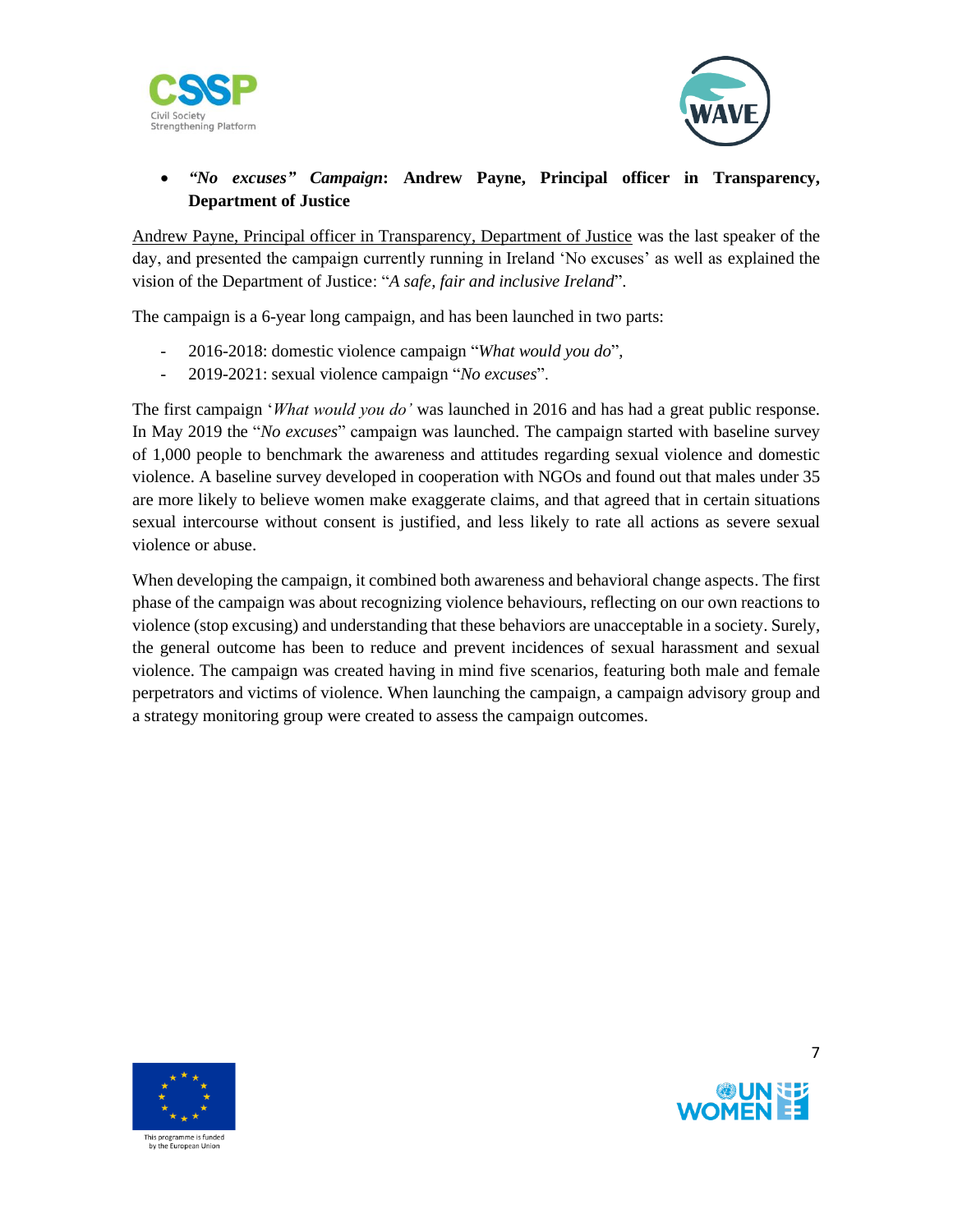- ***"No excuses" Campaign*: Andrew Payne, Principal officer in Transparency, Department of Justice**

Andrew Payne, Principal officer in Transparency, Department of Justice was the last speaker of the day, and presented the campaign currently running in Ireland 'No excuses' as well as explained the vision of the Department of Justice: "*A safe, fair and inclusive Ireland*".

The campaign is a 6-year long campaign, and has been launched in two parts:

- 2016-2018: domestic violence campaign "*What would you do*",
- 2019-2021: sexual violence campaign "*No excuses*".

The first campaign '*What would you do'* was launched in 2016 and has had a great public response. In May 2019 the "*No excuses*" campaign was launched. The campaign started with baseline survey of 1,000 people to benchmark the awareness and attitudes regarding sexual violence and domestic violence. A baseline survey developed in cooperation with NGOs and found out that males under 35 are more likely to believe women make exaggerate claims, and that agreed that in certain situations sexual intercourse without consent is justified, and less likely to rate all actions as severe sexual violence or abuse.

When developing the campaign, it combined both awareness and behavioral change aspects. The first phase of the campaign was about recognizing violence behaviours, reflecting on our own reactions to violence (stop excusing) and understanding that these behaviors are unacceptable in a society. Surely, the general outcome has been to reduce and prevent incidences of sexual harassment and sexual violence. The campaign was created having in mind five scenarios, featuring both male and female perpetrators and victims of violence. When launching the campaign, a campaign advisory group and a strategy monitoring group were created to assess the campaign outcomes.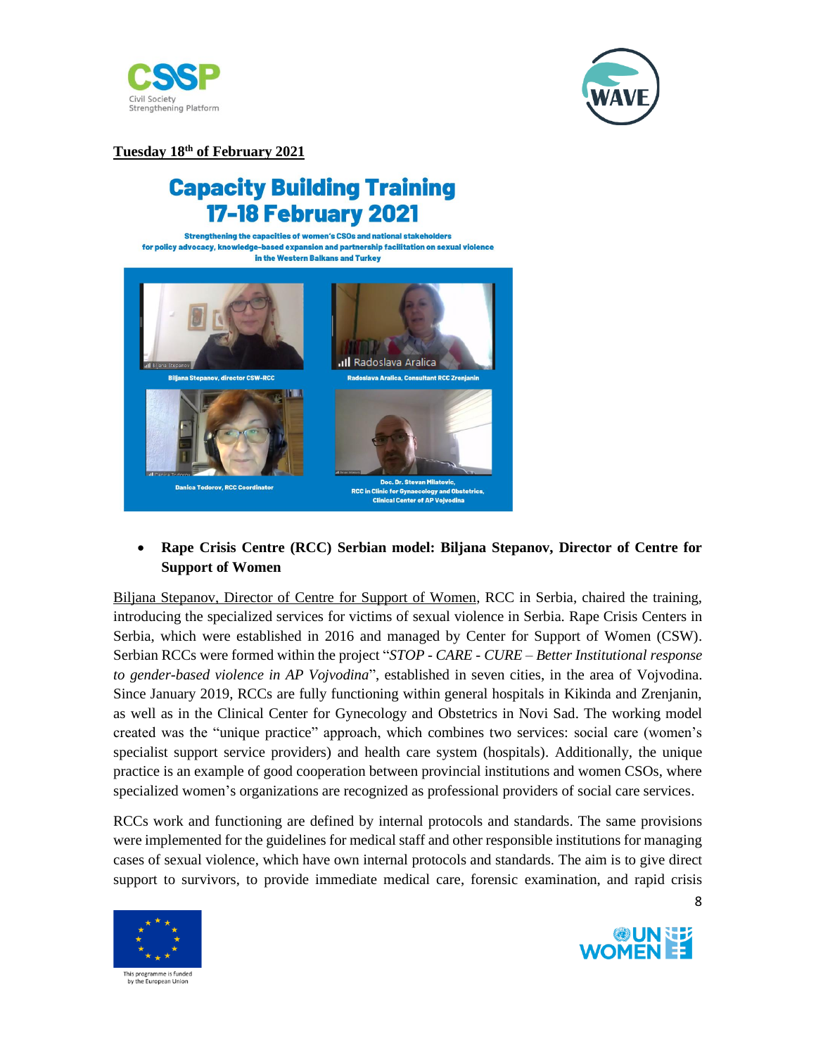**Tuesday 18th of February 2021**

# Capacity Building Training 17-18 February 2021

**Strengthening the capacities of women's CSOs and national stakeholders for policy advocacy, knowledge-based expansion and partnership facilitation on sexual violence in the Western Balkans and Turkey**

Biljana Stepanov, director CSW-RCC

Radoslava Aralica, Consultant RCC Zrenjanin

Danica Todorov, RCC Coordinator

Doc. Dr. Stevan Milatovic, RCC in Clinic for Gynaecology and Obstetrics, Clinical Center of AP Vojvodina

- **Rape Crisis Centre (RCC) Serbian model: Biljana Stepanov, Director of Centre for Support of Women**

Biljana Stepanov, Director of Centre for Support of Women, RCC in Serbia, chaired the training, introducing the specialized services for victims of sexual violence in Serbia. Rape Crisis Centers in Serbia, which were established in 2016 and managed by Center for Support of Women (CSW). Serbian RCCs were formed within the project "*STOP - CARE - CURE – Better Institutional response to gender-based violence in AP Vojvodina*", established in seven cities, in the area of Vojvodina. Since January 2019, RCCs are fully functioning within general hospitals in Kikinda and Zrenjanin, as well as in the Clinical Center for Gynecology and Obstetrics in Novi Sad. The working model created was the "unique practice" approach, which combines two services: social care (women's specialist support service providers) and health care system (hospitals). Additionally, the unique practice is an example of good cooperation between provincial institutions and women CSOs, where specialized women's organizations are recognized as professional providers of social care services.

RCCs work and functioning are defined by internal protocols and standards. The same provisions were implemented for the guidelines for medical staff and other responsible institutions for managing cases of sexual violence, which have own internal protocols and standards. The aim is to give direct support to survivors, to provide immediate medical care, forensic examination, and rapid crisis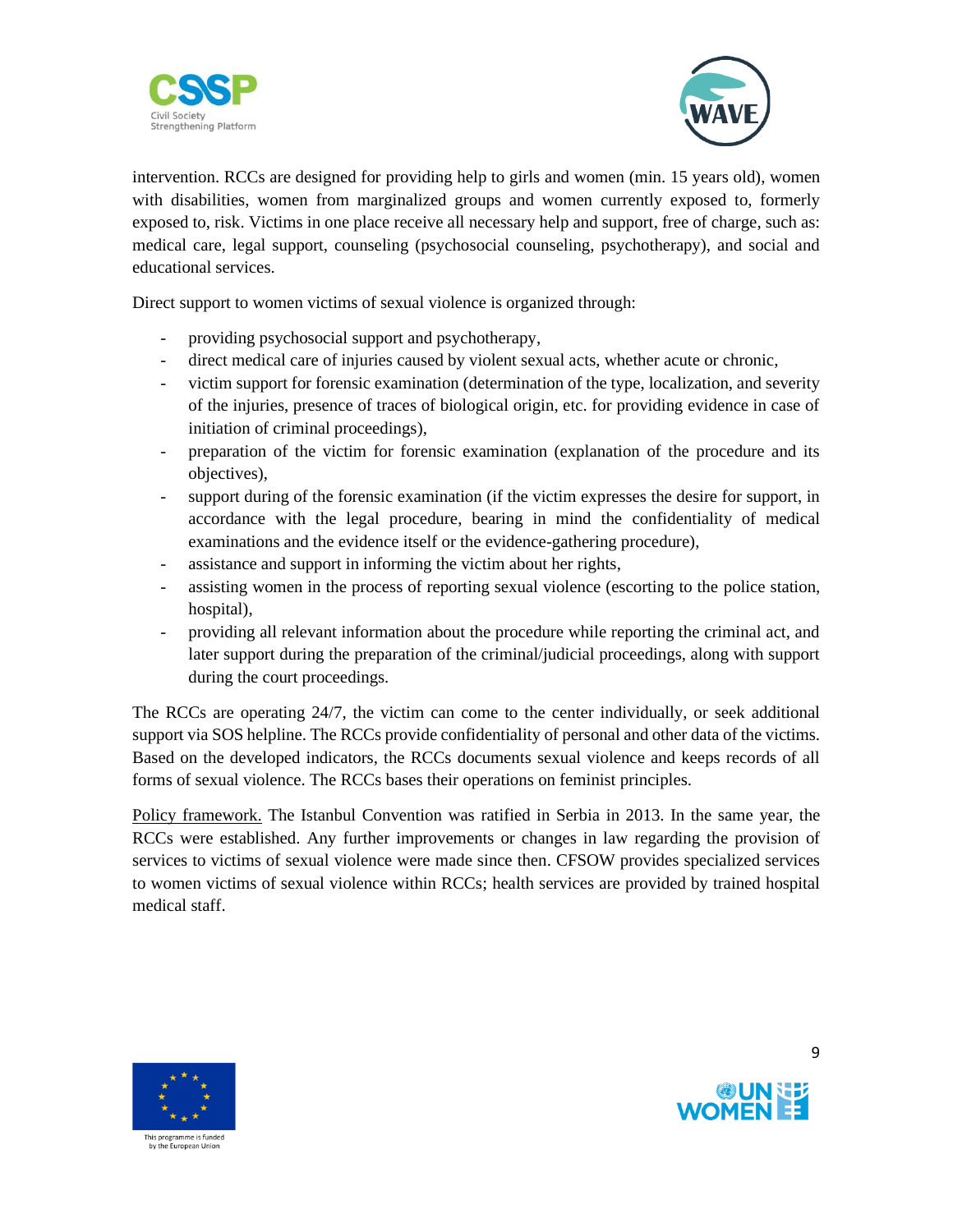intervention. RCCs are designed for providing help to girls and women (min. 15 years old), women with disabilities, women from marginalized groups and women currently exposed to, formerly exposed to, risk. Victims in one place receive all necessary help and support, free of charge, such as: medical care, legal support, counseling (psychosocial counseling, psychotherapy), and social and educational services.

Direct support to women victims of sexual violence is organized through:

- providing psychosocial support and psychotherapy,
- direct medical care of injuries caused by violent sexual acts, whether acute or chronic,
- victim support for forensic examination (determination of the type, localization, and severity of the injuries, presence of traces of biological origin, etc. for providing evidence in case of initiation of criminal proceedings),
- preparation of the victim for forensic examination (explanation of the procedure and its objectives),
- support during of the forensic examination (if the victim expresses the desire for support, in accordance with the legal procedure, bearing in mind the confidentiality of medical examinations and the evidence itself or the evidence-gathering procedure),
- assistance and support in informing the victim about her rights,
- assisting women in the process of reporting sexual violence (escorting to the police station, hospital),
- providing all relevant information about the procedure while reporting the criminal act, and later support during the preparation of the criminal/judicial proceedings, along with support during the court proceedings.

The RCCs are operating 24/7, the victim can come to the center individually, or seek additional support via SOS helpline. The RCCs provide confidentiality of personal and other data of the victims. Based on the developed indicators, the RCCs documents sexual violence and keeps records of all forms of sexual violence. The RCCs bases their operations on feminist principles.

Policy framework. The Istanbul Convention was ratified in Serbia in 2013. In the same year, the RCCs were established. Any further improvements or changes in law regarding the provision of services to victims of sexual violence were made since then. CFSOW provides specialized services to women victims of sexual violence within RCCs; health services are provided by trained hospital medical staff.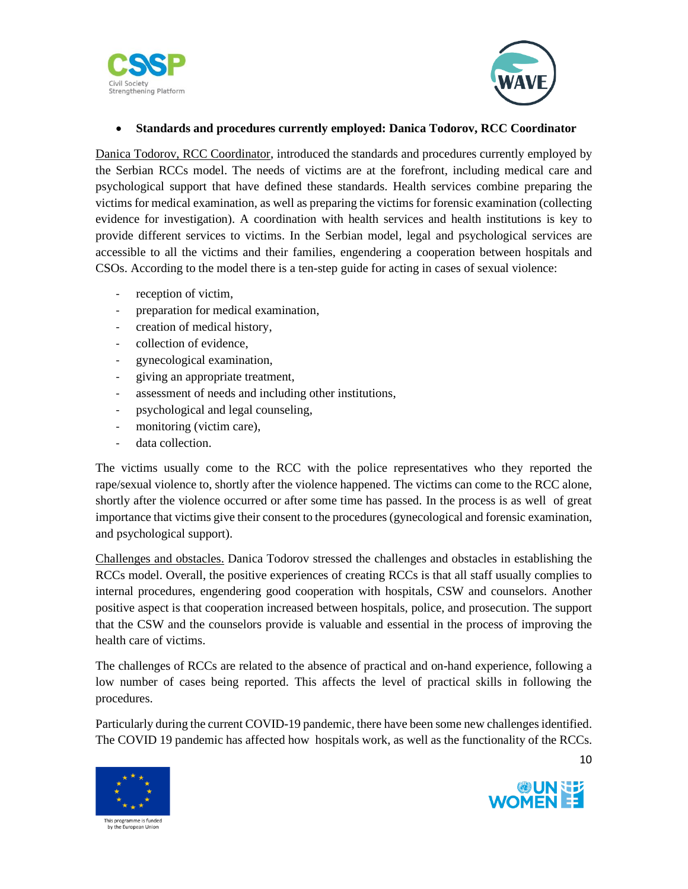- **Standards and procedures currently employed: Danica Todorov, RCC Coordinator**

Danica Todorov, RCC Coordinator, introduced the standards and procedures currently employed by the Serbian RCCs model. The needs of victims are at the forefront, including medical care and psychological support that have defined these standards. Health services combine preparing the victims for medical examination, as well as preparing the victims for forensic examination (collecting evidence for investigation). A coordination with health services and health institutions is key to provide different services to victims. In the Serbian model, legal and psychological services are accessible to all the victims and their families, engendering a cooperation between hospitals and CSOs. According to the model there is a ten-step guide for acting in cases of sexual violence:

- reception of victim,
- preparation for medical examination,
- creation of medical history,
- collection of evidence,
- gynecological examination,
- giving an appropriate treatment,
- assessment of needs and including other institutions,
- psychological and legal counseling,
- monitoring (victim care),
- data collection.

The victims usually come to the RCC with the police representatives who they reported the rape/sexual violence to, shortly after the violence happened. The victims can come to the RCC alone, shortly after the violence occurred or after some time has passed. In the process is as well of great importance that victims give their consent to the procedures (gynecological and forensic examination, and psychological support).

Challenges and obstacles. Danica Todorov stressed the challenges and obstacles in establishing the RCCs model. Overall, the positive experiences of creating RCCs is that all staff usually complies to internal procedures, engendering good cooperation with hospitals, CSW and counselors. Another positive aspect is that cooperation increased between hospitals, police, and prosecution. The support that the CSW and the counselors provide is valuable and essential in the process of improving the health care of victims.

The challenges of RCCs are related to the absence of practical and on-hand experience, following a low number of cases being reported. This affects the level of practical skills in following the procedures.

Particularly during the current COVID-19 pandemic, there have been some new challenges identified. The COVID 19 pandemic has affected how hospitals work, as well as the functionality of the RCCs.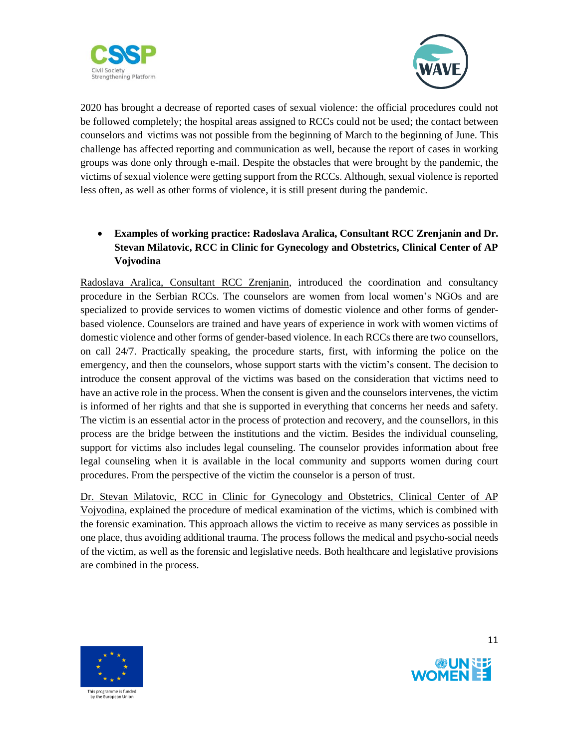2020 has brought a decrease of reported cases of sexual violence: the official procedures could not be followed completely; the hospital areas assigned to RCCs could not be used; the contact between counselors and victims was not possible from the beginning of March to the beginning of June. This challenge has affected reporting and communication as well, because the report of cases in working groups was done only through e-mail. Despite the obstacles that were brought by the pandemic, the victims of sexual violence were getting support from the RCCs. Although, sexual violence is reported less often, as well as other forms of violence, it is still present during the pandemic.

- **Examples of working practice: Radoslava Aralica, Consultant RCC Zrenjanin and Dr. Stevan Milatovic, RCC in Clinic for Gynecology and Obstetrics, Clinical Center of AP Vojvodina**

Radoslava Aralica, Consultant RCC Zrenjanin, introduced the coordination and consultancy procedure in the Serbian RCCs. The counselors are women from local women's NGOs and are specialized to provide services to women victims of domestic violence and other forms of gender-based violence. Counselors are trained and have years of experience in work with women victims of domestic violence and other forms of gender-based violence. In each RCCs there are two counsellors, on call 24/7. Practically speaking, the procedure starts, first, with informing the police on the emergency, and then the counselors, whose support starts with the victim's consent. The decision to introduce the consent approval of the victims was based on the consideration that victims need to have an active role in the process. When the consent is given and the counselors intervenes, the victim is informed of her rights and that she is supported in everything that concerns her needs and safety. The victim is an essential actor in the process of protection and recovery, and the counsellors, in this process are the bridge between the institutions and the victim. Besides the individual counseling, support for victims also includes legal counseling. The counselor provides information about free legal counseling when it is available in the local community and supports women during court procedures. From the perspective of the victim the counselor is a person of trust.

Dr. Stevan Milatovic, RCC in Clinic for Gynecology and Obstetrics, Clinical Center of AP Vojvodina, explained the procedure of medical examination of the victims, which is combined with the forensic examination. This approach allows the victim to receive as many services as possible in one place, thus avoiding additional trauma. The process follows the medical and psycho-social needs of the victim, as well as the forensic and legislative needs. Both healthcare and legislative provisions are combined in the process.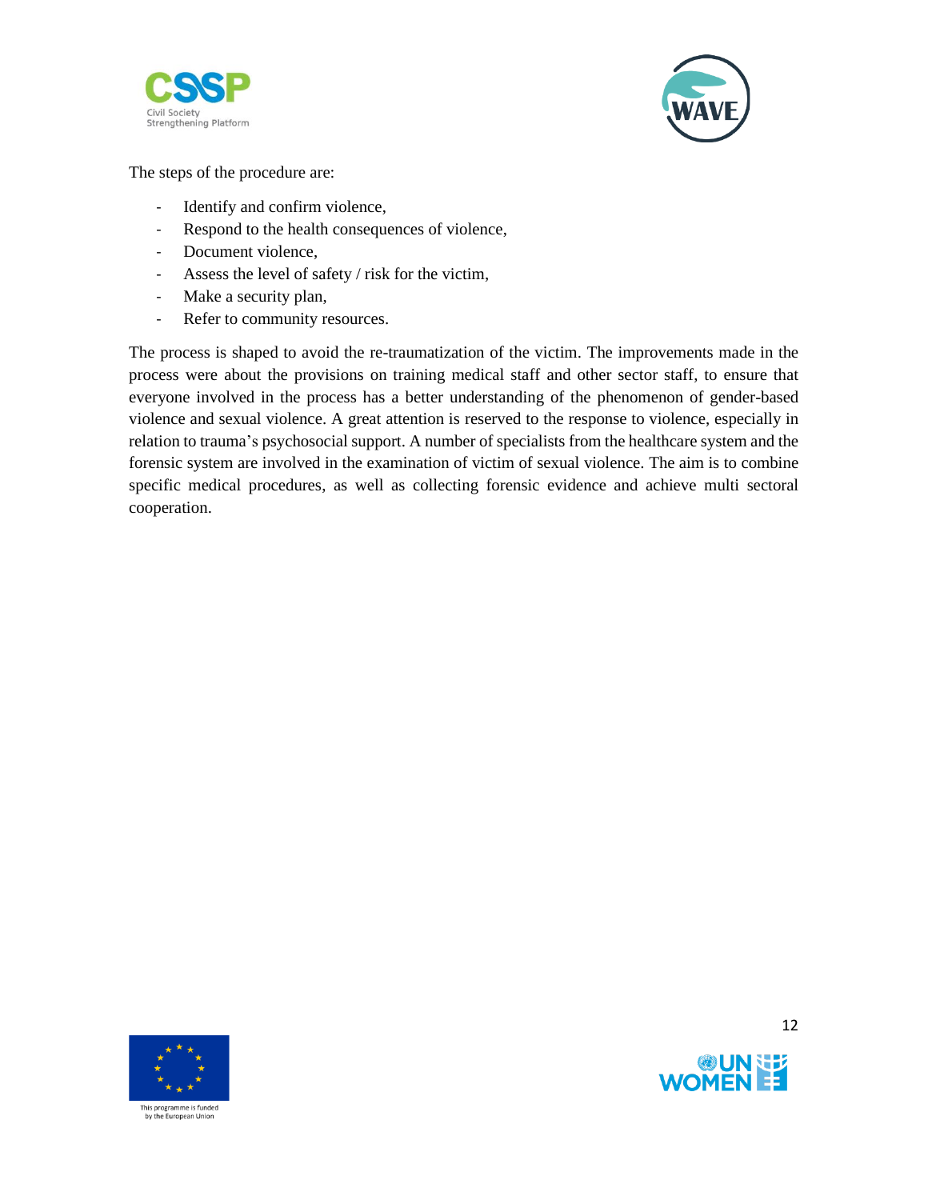The steps of the procedure are:

- Identify and confirm violence,
- Respond to the health consequences of violence,
- Document violence,
- Assess the level of safety / risk for the victim,
- Make a security plan,
- Refer to community resources.

The process is shaped to avoid the re-traumatization of the victim. The improvements made in the process were about the provisions on training medical staff and other sector staff, to ensure that everyone involved in the process has a better understanding of the phenomenon of gender-based violence and sexual violence. A great attention is reserved to the response to violence, especially in relation to trauma's psychosocial support. A number of specialists from the healthcare system and the forensic system are involved in the examination of victim of sexual violence. The aim is to combine specific medical procedures, as well as collecting forensic evidence and achieve multi sectoral cooperation.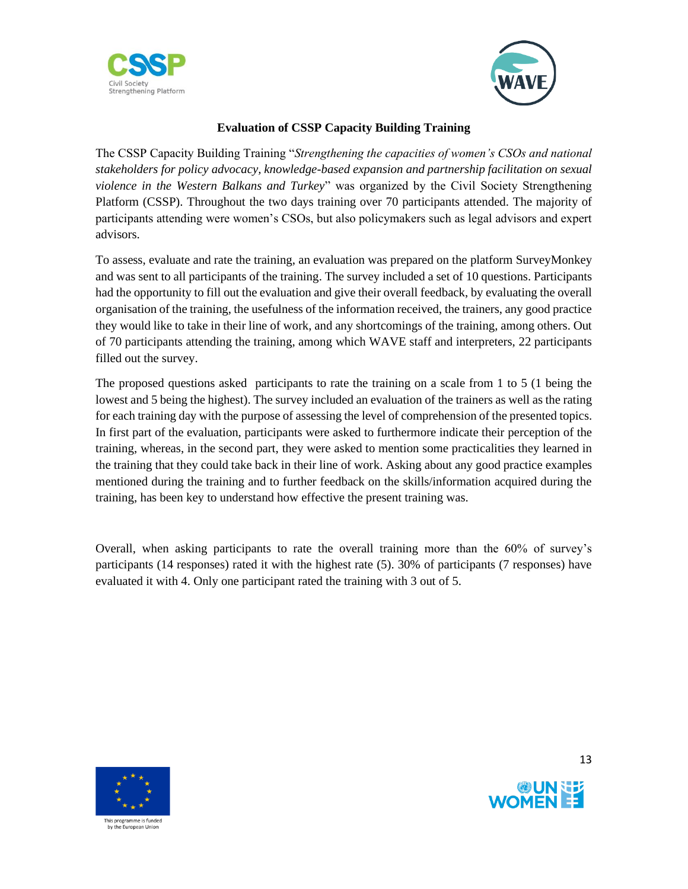**Evaluation of CSSP Capacity Building Training**

The CSSP Capacity Building Training "*Strengthening the capacities of women's CSOs and national stakeholders for policy advocacy, knowledge-based expansion and partnership facilitation on sexual violence in the Western Balkans and Turkey*" was organized by the Civil Society Strengthening Platform (CSSP). Throughout the two days training over 70 participants attended. The majority of participants attending were women's CSOs, but also policymakers such as legal advisors and expert advisors.

To assess, evaluate and rate the training, an evaluation was prepared on the platform SurveyMonkey and was sent to all participants of the training. The survey included a set of 10 questions. Participants had the opportunity to fill out the evaluation and give their overall feedback, by evaluating the overall organisation of the training, the usefulness of the information received, the trainers, any good practice they would like to take in their line of work, and any shortcomings of the training, among others. Out of 70 participants attending the training, among which WAVE staff and interpreters, 22 participants filled out the survey.

The proposed questions asked participants to rate the training on a scale from 1 to 5 (1 being the lowest and 5 being the highest). The survey included an evaluation of the trainers as well as the rating for each training day with the purpose of assessing the level of comprehension of the presented topics. In first part of the evaluation, participants were asked to furthermore indicate their perception of the training, whereas, in the second part, they were asked to mention some practicalities they learned in the training that they could take back in their line of work. Asking about any good practice examples mentioned during the training and to further feedback on the skills/information acquired during the training, has been key to understand how effective the present training was.

Overall, when asking participants to rate the overall training more than the 60% of survey's participants (14 responses) rated it with the highest rate (5). 30% of participants (7 responses) have evaluated it with 4. Only one participant rated the training with 3 out of 5.

This programme is funded by the European Union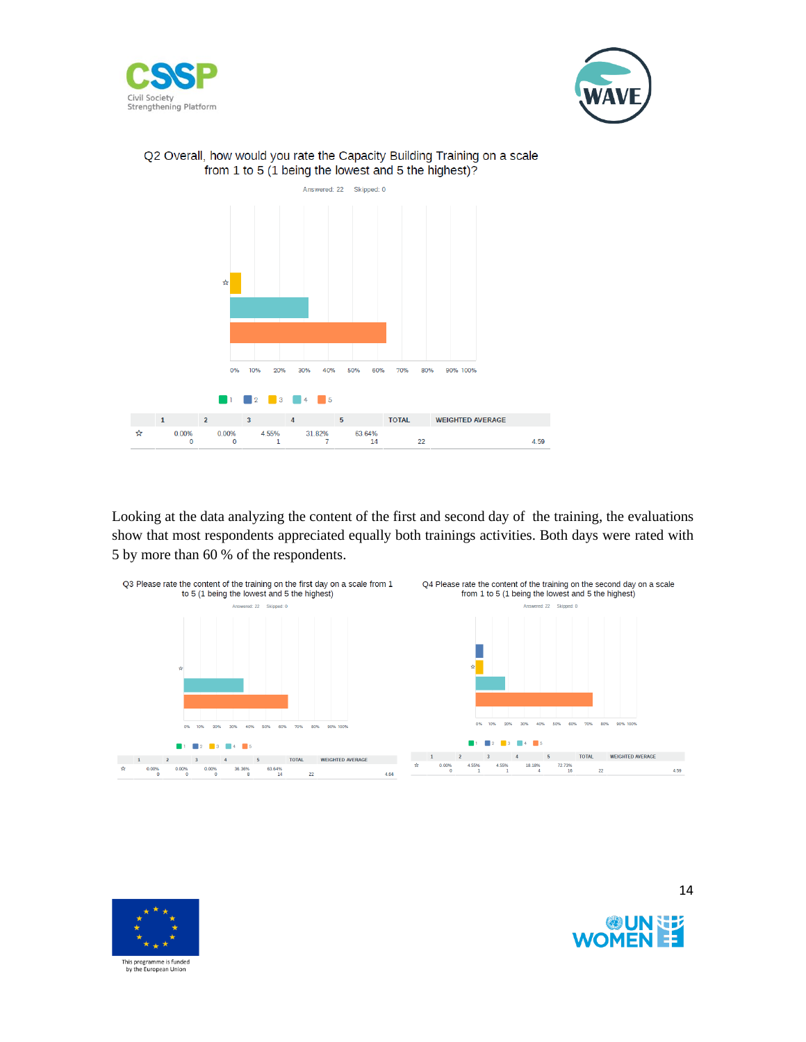Q2 Overall, how would you rate the Capacity Building Training on a scale from 1 to 5 (1 being the lowest and 5 the highest)?

Answered: 22 Skipped: 0

| | 1 | 2 | 3 | 4 | 5 | TOTAL | WEIGHTED AVERAGE |
|---|---|---|---|---|---|---|---|
| ☆ | 0.00%<br>0 | 0.00%<br>0 | 4.55%<br>1 | 31.82%<br>7 | 63.64%<br>14 | 22 | 4.59 |

Looking at the data analyzing the content of the first and second day of the training, the evaluations show that most respondents appreciated equally both trainings activities. Both days were rated with 5 by more than 60 % of the respondents.

Q3 Please rate the content of the training on the first day on a scale from 1 to 5 (1 being the lowest and 5 the highest)

Answered: 22 Skipped: 0

| | 1 | 2 | 3 | 4 | 5 | TOTAL | WEIGHTED AVERAGE |
|---|---|---|---|---|---|---|---|
| ☆ | 0.00%<br>0 | 0.00%<br>0 | 0.00%<br>0 | 36.36%<br>8 | 63.64%<br>14 | 22 | 4.64 |

Q4 Please rate the content of the training on the second day on a scale from 1 to 5 (1 being the lowest and 5 the highest)

Answered: 22 Skipped: 0

| | 1 | 2 | 3 | 4 | 5 | TOTAL | WEIGHTED AVERAGE |
|---|---|---|---|---|---|---|---|
| ☆ | 0.00%<br>0 | 4.55%<br>1 | 4.55%<br>1 | 18.18%<br>4 | 72.73%<br>16 | 22 | 4.59 |

This programme is funded by the European Union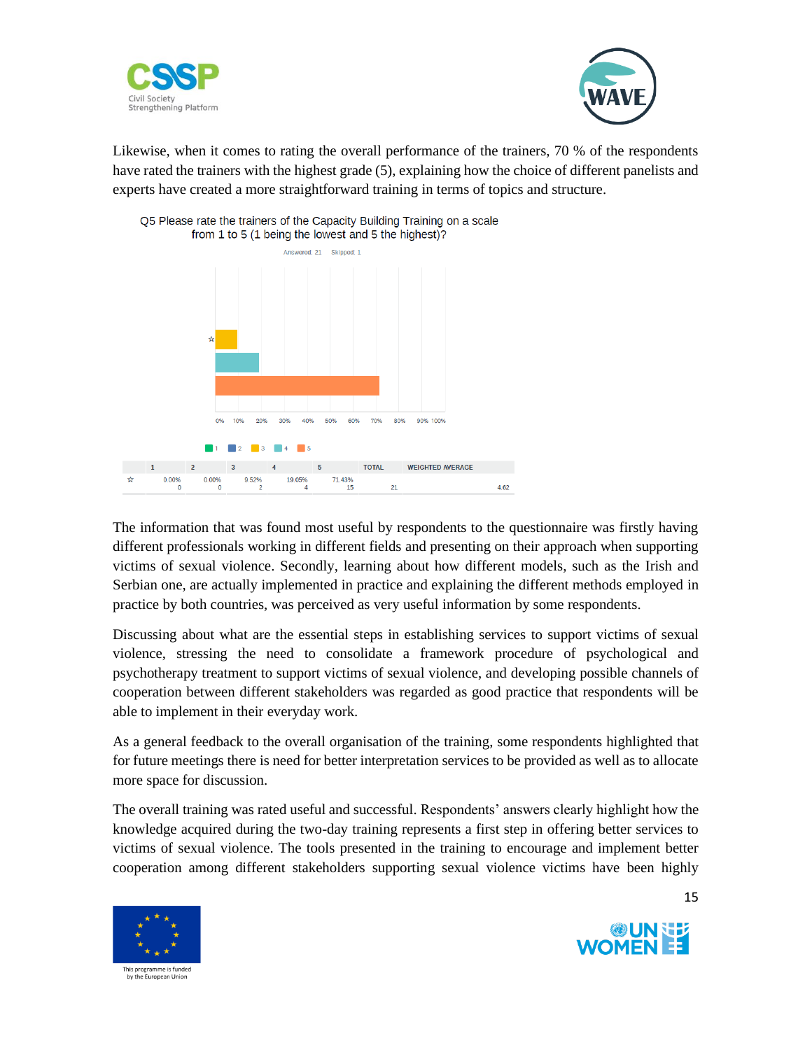Likewise, when it comes to rating the overall performance of the trainers, 70 % of the respondents have rated the trainers with the highest grade (5), explaining how the choice of different panelists and experts have created a more straightforward training in terms of topics and structure.

Q5 Please rate the trainers of the Capacity Building Training on a scale from 1 to 5 (1 being the lowest and 5 the highest)?

Answered: 21 Skipped: 1

| | 1 | 2 | 3 | 4 | 5 | TOTAL | WEIGHTED AVERAGE |
|---|---|---|---|---|---|---|---|
| ☆ | 0.00%<br>0 | 0.00%<br>0 | 9.52%<br>2 | 19.05%<br>4 | 71.43%<br>15 | 21 | 4.62 |

The information that was found most useful by respondents to the questionnaire was firstly having different professionals working in different fields and presenting on their approach when supporting victims of sexual violence. Secondly, learning about how different models, such as the Irish and Serbian one, are actually implemented in practice and explaining the different methods employed in practice by both countries, was perceived as very useful information by some respondents.

Discussing about what are the essential steps in establishing services to support victims of sexual violence, stressing the need to consolidate a framework procedure of psychological and psychotherapy treatment to support victims of sexual violence, and developing possible channels of cooperation between different stakeholders was regarded as good practice that respondents will be able to implement in their everyday work.

As a general feedback to the overall organisation of the training, some respondents highlighted that for future meetings there is need for better interpretation services to be provided as well as to allocate more space for discussion.

The overall training was rated useful and successful. Respondents' answers clearly highlight how the knowledge acquired during the two-day training represents a first step in offering better services to victims of sexual violence. The tools presented in the training to encourage and implement better cooperation among different stakeholders supporting sexual violence victims have been highly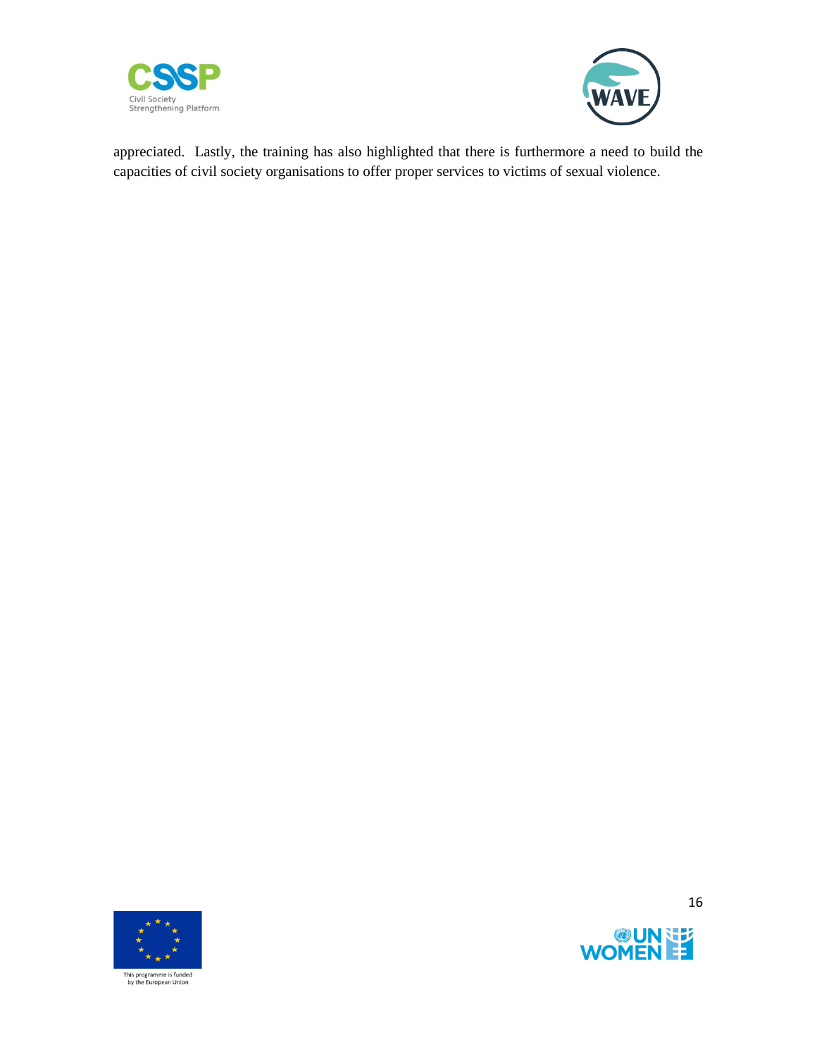appreciated. Lastly, the training has also highlighted that there is furthermore a need to build the capacities of civil society organisations to offer proper services to victims of sexual violence.